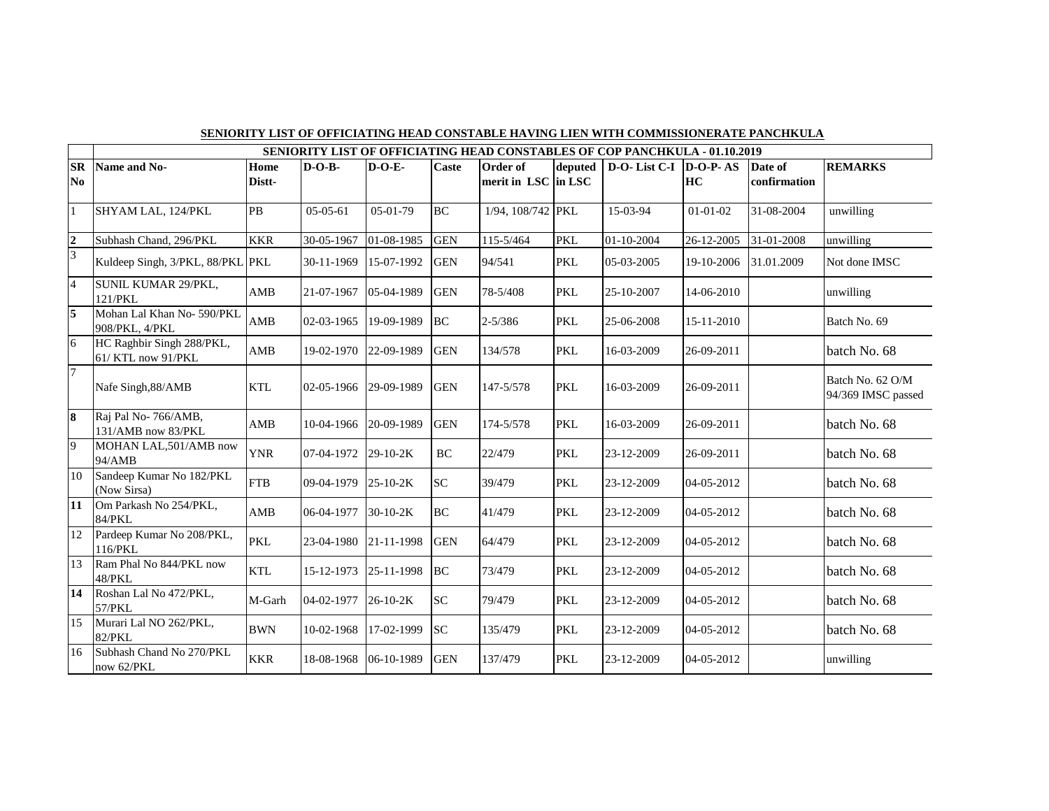## SENIORITY LIST OF OFFICIATING HEAD CONSTABLE HAVING LIEN WITH COMMISSIONERATE PANCHKULA

| | SENIORITY LIST OF OFFICIATING HEAD CONSTABLES OF COP PANCHKULA - 01.10.2019 | | | | | | | | | | |
|---|---|---|---|---|---|---|---|---|---|---|---|
| **SR No** | **Name and No-** | **Home Distt-** | **D-O-B-** | **D-O-E-** | **Caste** | **Order of merit in LSC** | **deputed in LSC** | **D-O- List C-I** | **D-O-P- AS HC** | **Date of confirmation** | **REMARKS** |
| 1 | SHYAM LAL, 124/PKL | PB | 05-05-61 | 05-01-79 | BC | 1/94, 108/742 | PKL | 15-03-94 | 01-01-02 | 31-08-2004 | unwilling |
| **2** | Subhash Chand, 296/PKL | KKR | 30-05-1967 | 01-08-1985 | GEN | 115-5/464 | PKL | 01-10-2004 | 26-12-2005 | 31-01-2008 | unwilling |
| 3 | Kuldeep Singh, 3/PKL, 88/PKL | PKL | 30-11-1969 | 15-07-1992 | GEN | 94/541 | PKL | 05-03-2005 | 19-10-2006 | 31.01.2009 | Not done IMSC |
| 4 | SUNIL KUMAR 29/PKL, 121/PKL | AMB | 21-07-1967 | 05-04-1989 | GEN | 78-5/408 | PKL | 25-10-2007 | 14-06-2010 | | unwilling |
| **5** | Mohan Lal Khan No- 590/PKL 908/PKL, 4/PKL | AMB | 02-03-1965 | 19-09-1989 | BC | 2-5/386 | PKL | 25-06-2008 | 15-11-2010 | | Batch No. 69 |
| 6 | HC Raghbir Singh 288/PKL, 61/ KTL now 91/PKL | AMB | 19-02-1970 | 22-09-1989 | GEN | 134/578 | PKL | 16-03-2009 | 26-09-2011 | | batch No. 68 |
| 7 | Nafe Singh,88/AMB | KTL | 02-05-1966 | 29-09-1989 | GEN | 147-5/578 | PKL | 16-03-2009 | 26-09-2011 | | Batch No. 62 O/M 94/369 IMSC passed |
| **8** | Raj Pal No- 766/AMB, 131/AMB now 83/PKL | AMB | 10-04-1966 | 20-09-1989 | GEN | 174-5/578 | PKL | 16-03-2009 | 26-09-2011 | | batch No. 68 |
| 9 | MOHAN LAL,501/AMB now 94/AMB | YNR | 07-04-1972 | 29-10-2K | BC | 22/479 | PKL | 23-12-2009 | 26-09-2011 | | batch No. 68 |
| 10 | Sandeep Kumar No 182/PKL (Now Sirsa) | FTB | 09-04-1979 | 25-10-2K | SC | 39/479 | PKL | 23-12-2009 | 04-05-2012 | | batch No. 68 |
| **11** | Om Parkash No 254/PKL, 84/PKL | AMB | 06-04-1977 | 30-10-2K | BC | 41/479 | PKL | 23-12-2009 | 04-05-2012 | | batch No. 68 |
| 12 | Pardeep Kumar No 208/PKL, 116/PKL | PKL | 23-04-1980 | 21-11-1998 | GEN | 64/479 | PKL | 23-12-2009 | 04-05-2012 | | batch No. 68 |
| 13 | Ram Phal No 844/PKL now 48/PKL | KTL | 15-12-1973 | 25-11-1998 | BC | 73/479 | PKL | 23-12-2009 | 04-05-2012 | | batch No. 68 |
| **14** | Roshan Lal No 472/PKL, 57/PKL | M-Garh | 04-02-1977 | 26-10-2K | SC | 79/479 | PKL | 23-12-2009 | 04-05-2012 | | batch No. 68 |
| 15 | Murari Lal NO 262/PKL, 82/PKL | BWN | 10-02-1968 | 17-02-1999 | SC | 135/479 | PKL | 23-12-2009 | 04-05-2012 | | batch No. 68 |
| 16 | Subhash Chand No 270/PKL now 62/PKL | KKR | 18-08-1968 | 06-10-1989 | GEN | 137/479 | PKL | 23-12-2009 | 04-05-2012 | | unwilling |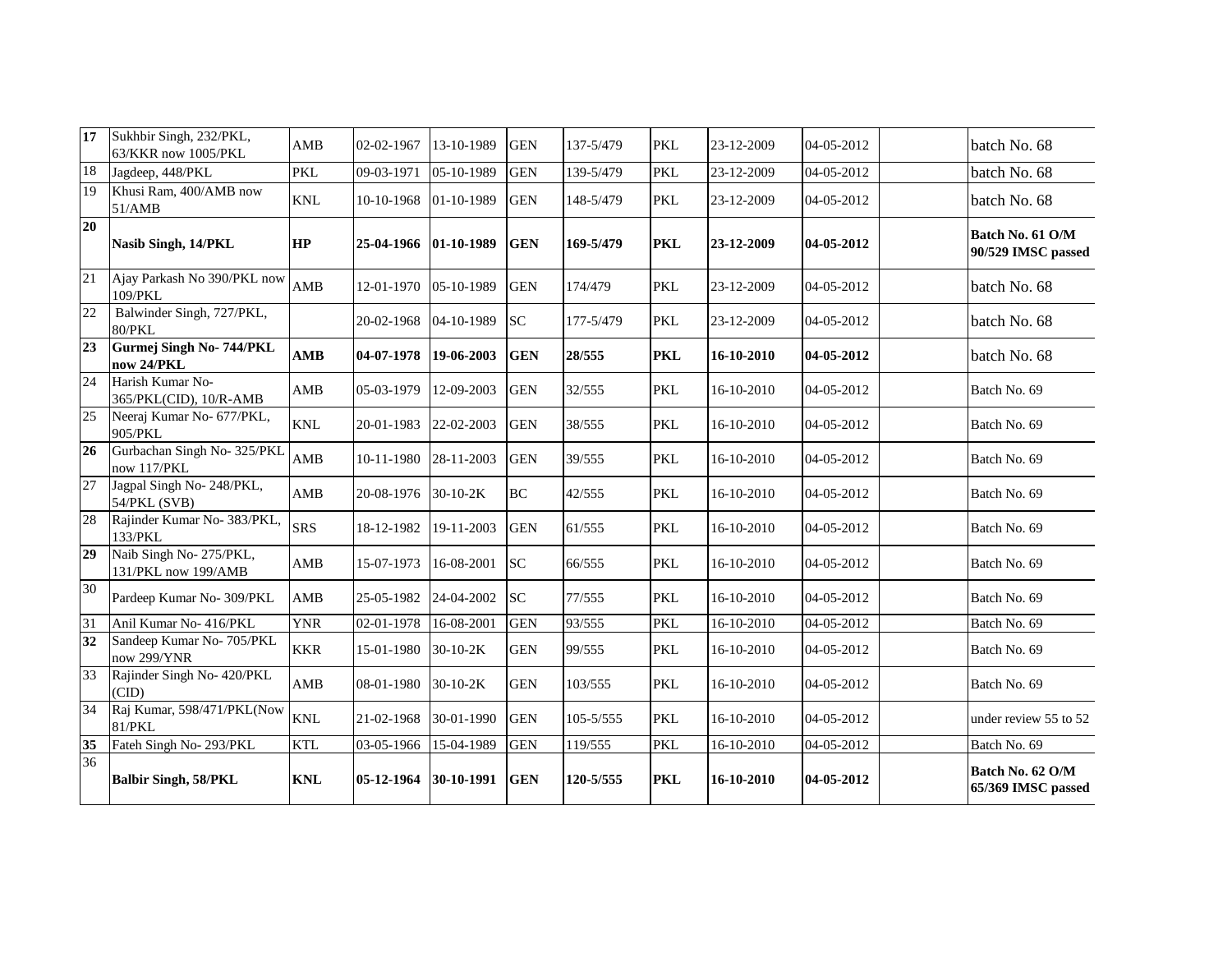| | | | | | | | | | | | |
|---|---|---|---|---|---|---|---|---|---|---|---|
| **17** | Sukhbir Singh, 232/PKL, 63/KKR now 1005/PKL | AMB | 02-02-1967 | 13-10-1989 | GEN | 137-5/479 | PKL | 23-12-2009 | 04-05-2012 | | batch No. 68 |
| 18 | Jagdeep, 448/PKL | PKL | 09-03-1971 | 05-10-1989 | GEN | 139-5/479 | PKL | 23-12-2009 | 04-05-2012 | | batch No. 68 |
| 19 | Khusi Ram, 400/AMB now 51/AMB | KNL | 10-10-1968 | 01-10-1989 | GEN | 148-5/479 | PKL | 23-12-2009 | 04-05-2012 | | batch No. 68 |
| **20** | **Nasib Singh, 14/PKL** | **HP** | **25-04-1966** | **01-10-1989** | **GEN** | **169-5/479** | **PKL** | **23-12-2009** | **04-05-2012** | | **Batch No. 61 O/M 90/529 IMSC passed** |
| 21 | Ajay Parkash No 390/PKL now 109/PKL | AMB | 12-01-1970 | 05-10-1989 | GEN | 174/479 | PKL | 23-12-2009 | 04-05-2012 | | batch No. 68 |
| 22 | Balwinder Singh, 727/PKL, 80/PKL | | 20-02-1968 | 04-10-1989 | SC | 177-5/479 | PKL | 23-12-2009 | 04-05-2012 | | batch No. 68 |
| **23** | **Gurmej Singh No- 744/PKL now 24/PKL** | **AMB** | **04-07-1978** | **19-06-2003** | **GEN** | **28/555** | **PKL** | **16-10-2010** | **04-05-2012** | | batch No. 68 |
| 24 | Harish Kumar No- 365/PKL(CID), 10/R-AMB | AMB | 05-03-1979 | 12-09-2003 | GEN | 32/555 | PKL | 16-10-2010 | 04-05-2012 | | Batch No. 69 |
| 25 | Neeraj Kumar No- 677/PKL, 905/PKL | KNL | 20-01-1983 | 22-02-2003 | GEN | 38/555 | PKL | 16-10-2010 | 04-05-2012 | | Batch No. 69 |
| **26** | Gurbachan Singh No- 325/PKL now 117/PKL | AMB | 10-11-1980 | 28-11-2003 | GEN | 39/555 | PKL | 16-10-2010 | 04-05-2012 | | Batch No. 69 |
| 27 | Jagpal Singh No- 248/PKL, 54/PKL (SVB) | AMB | 20-08-1976 | 30-10-2K | BC | 42/555 | PKL | 16-10-2010 | 04-05-2012 | | Batch No. 69 |
| 28 | Rajinder Kumar No- 383/PKL, 133/PKL | SRS | 18-12-1982 | 19-11-2003 | GEN | 61/555 | PKL | 16-10-2010 | 04-05-2012 | | Batch No. 69 |
| **29** | Naib Singh No- 275/PKL, 131/PKL now 199/AMB | AMB | 15-07-1973 | 16-08-2001 | SC | 66/555 | PKL | 16-10-2010 | 04-05-2012 | | Batch No. 69 |
| 30 | Pardeep Kumar No- 309/PKL | AMB | 25-05-1982 | 24-04-2002 | SC | 77/555 | PKL | 16-10-2010 | 04-05-2012 | | Batch No. 69 |
| 31 | Anil Kumar No- 416/PKL | YNR | 02-01-1978 | 16-08-2001 | GEN | 93/555 | PKL | 16-10-2010 | 04-05-2012 | | Batch No. 69 |
| **32** | Sandeep Kumar No- 705/PKL now 299/YNR | KKR | 15-01-1980 | 30-10-2K | GEN | 99/555 | PKL | 16-10-2010 | 04-05-2012 | | Batch No. 69 |
| 33 | Rajinder Singh No- 420/PKL (CID) | AMB | 08-01-1980 | 30-10-2K | GEN | 103/555 | PKL | 16-10-2010 | 04-05-2012 | | Batch No. 69 |
| 34 | Raj Kumar, 598/471/PKL(Now 81/PKL | KNL | 21-02-1968 | 30-01-1990 | GEN | 105-5/555 | PKL | 16-10-2010 | 04-05-2012 | | under review 55 to 52 |
| **35** | Fateh Singh No- 293/PKL | KTL | 03-05-1966 | 15-04-1989 | GEN | 119/555 | PKL | 16-10-2010 | 04-05-2012 | | Batch No. 69 |
| 36 | **Balbir Singh, 58/PKL** | **KNL** | **05-12-1964** | **30-10-1991** | **GEN** | **120-5/555** | **PKL** | **16-10-2010** | **04-05-2012** | | **Batch No. 62 O/M 65/369 IMSC passed** |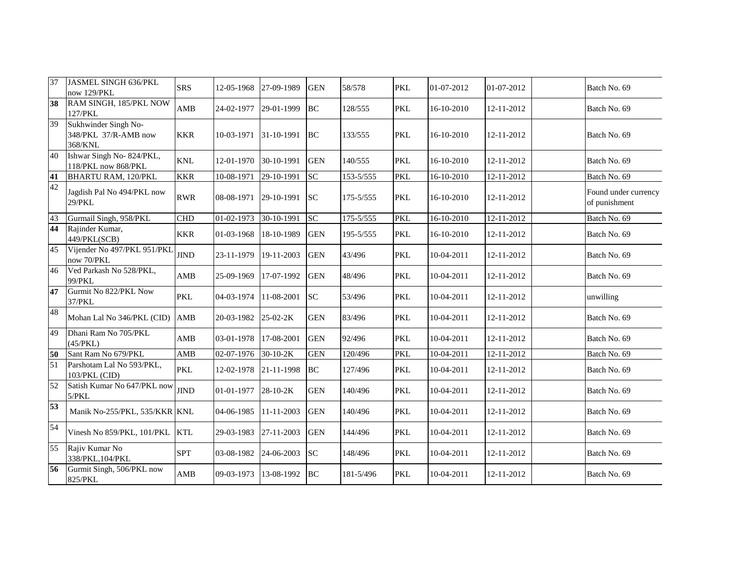| | | | | | | | | | | | |
|---|---|---|---|---|---|---|---|---|---|---|---|
| 37 | JASMEL SINGH 636/PKL now 129/PKL | SRS | 12-05-1968 | 27-09-1989 | GEN | 58/578 | PKL | 01-07-2012 | 01-07-2012 | | Batch No. 69 |
| **38** | RAM SINGH, 185/PKL NOW 127/PKL | AMB | 24-02-1977 | 29-01-1999 | BC | 128/555 | PKL | 16-10-2010 | 12-11-2012 | | Batch No. 69 |
| 39 | Sukhwinder Singh No-348/PKL 37/R-AMB now 368/KNL | KKR | 10-03-1971 | 31-10-1991 | BC | 133/555 | PKL | 16-10-2010 | 12-11-2012 | | Batch No. 69 |
| 40 | Ishwar Singh No- 824/PKL, 118/PKL now 868/PKL | KNL | 12-01-1970 | 30-10-1991 | GEN | 140/555 | PKL | 16-10-2010 | 12-11-2012 | | Batch No. 69 |
| **41** | BHARTU RAM, 120/PKL | KKR | 10-08-1971 | 29-10-1991 | SC | 153-5/555 | PKL | 16-10-2010 | 12-11-2012 | | Batch No. 69 |
| 42 | Jagdish Pal No 494/PKL now 29/PKL | RWR | 08-08-1971 | 29-10-1991 | SC | 175-5/555 | PKL | 16-10-2010 | 12-11-2012 | | Found under currency of punishment |
| 43 | Gurmail Singh, 958/PKL | CHD | 01-02-1973 | 30-10-1991 | SC | 175-5/555 | PKL | 16-10-2010 | 12-11-2012 | | Batch No. 69 |
| **44** | Rajinder Kumar, 449/PKL(SCB) | KKR | 01-03-1968 | 18-10-1989 | GEN | 195-5/555 | PKL | 16-10-2010 | 12-11-2012 | | Batch No. 69 |
| 45 | Vijender No 497/PKL 951/PKL now 70/PKL | JIND | 23-11-1979 | 19-11-2003 | GEN | 43/496 | PKL | 10-04-2011 | 12-11-2012 | | Batch No. 69 |
| 46 | Ved Parkash No 528/PKL, 99/PKL | AMB | 25-09-1969 | 17-07-1992 | GEN | 48/496 | PKL | 10-04-2011 | 12-11-2012 | | Batch No. 69 |
| **47** | Gurmit No 822/PKL Now 37/PKL | PKL | 04-03-1974 | 11-08-2001 | SC | 53/496 | PKL | 10-04-2011 | 12-11-2012 | | unwilling |
| 48 | Mohan Lal No 346/PKL (CID) | AMB | 20-03-1982 | 25-02-2K | GEN | 83/496 | PKL | 10-04-2011 | 12-11-2012 | | Batch No. 69 |
| 49 | Dhani Ram No 705/PKL (45/PKL) | AMB | 03-01-1978 | 17-08-2001 | GEN | 92/496 | PKL | 10-04-2011 | 12-11-2012 | | Batch No. 69 |
| **50** | Sant Ram No 679/PKL | AMB | 02-07-1976 | 30-10-2K | GEN | 120/496 | PKL | 10-04-2011 | 12-11-2012 | | Batch No. 69 |
| 51 | Parshotam Lal No 593/PKL, 103/PKL (CID) | PKL | 12-02-1978 | 21-11-1998 | BC | 127/496 | PKL | 10-04-2011 | 12-11-2012 | | Batch No. 69 |
| 52 | Satish Kumar No 647/PKL now 5/PKL | JIND | 01-01-1977 | 28-10-2K | GEN | 140/496 | PKL | 10-04-2011 | 12-11-2012 | | Batch No. 69 |
| **53** | Manik No-255/PKL, 535/KKR | KNL | 04-06-1985 | 11-11-2003 | GEN | 140/496 | PKL | 10-04-2011 | 12-11-2012 | | Batch No. 69 |
| 54 | Vinesh No 859/PKL, 101/PKL | KTL | 29-03-1983 | 27-11-2003 | GEN | 144/496 | PKL | 10-04-2011 | 12-11-2012 | | Batch No. 69 |
| 55 | Rajiv Kumar No 338/PKL,104/PKL | SPT | 03-08-1982 | 24-06-2003 | SC | 148/496 | PKL | 10-04-2011 | 12-11-2012 | | Batch No. 69 |
| **56** | Gurmit Singh, 506/PKL now 825/PKL | AMB | 09-03-1973 | 13-08-1992 | BC | 181-5/496 | PKL | 10-04-2011 | 12-11-2012 | | Batch No. 69 |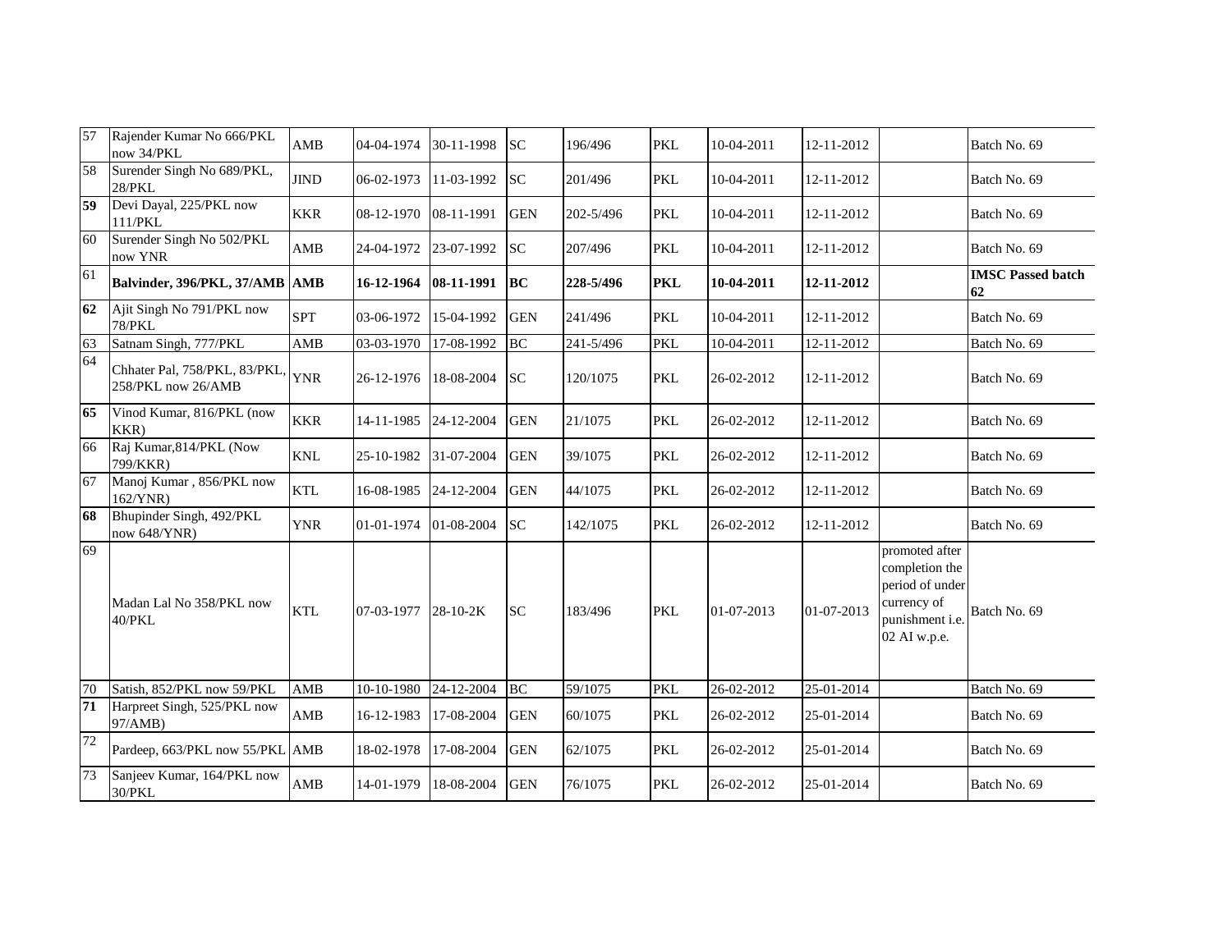| | | | | | | | | | | | |
|---|---|---|---|---|---|---|---|---|---|---|---|
| 57 | Rajender Kumar No 666/PKL now 34/PKL | AMB | 04-04-1974 | 30-11-1998 | SC | 196/496 | PKL | 10-04-2011 | 12-11-2012 | | Batch No. 69 |
| 58 | Surender Singh No 689/PKL, 28/PKL | JIND | 06-02-1973 | 11-03-1992 | SC | 201/496 | PKL | 10-04-2011 | 12-11-2012 | | Batch No. 69 |
| **59** | Devi Dayal, 225/PKL now 111/PKL | KKR | 08-12-1970 | 08-11-1991 | GEN | 202-5/496 | PKL | 10-04-2011 | 12-11-2012 | | Batch No. 69 |
| 60 | Surender Singh No 502/PKL now YNR | AMB | 24-04-1972 | 23-07-1992 | SC | 207/496 | PKL | 10-04-2011 | 12-11-2012 | | Batch No. 69 |
| 61 | **Balvinder, 396/PKL, 37/AMB** | **AMB** | **16-12-1964** | **08-11-1991** | **BC** | **228-5/496** | **PKL** | **10-04-2011** | **12-11-2012** | | **IMSC Passed batch 62** |
| **62** | Ajit Singh No 791/PKL now 78/PKL | SPT | 03-06-1972 | 15-04-1992 | GEN | 241/496 | PKL | 10-04-2011 | 12-11-2012 | | Batch No. 69 |
| 63 | Satnam Singh, 777/PKL | AMB | 03-03-1970 | 17-08-1992 | BC | 241-5/496 | PKL | 10-04-2011 | 12-11-2012 | | Batch No. 69 |
| 64 | Chhater Pal, 758/PKL, 83/PKL, 258/PKL now 26/AMB | YNR | 26-12-1976 | 18-08-2004 | SC | 120/1075 | PKL | 26-02-2012 | 12-11-2012 | | Batch No. 69 |
| **65** | Vinod Kumar, 816/PKL (now KKR) | KKR | 14-11-1985 | 24-12-2004 | GEN | 21/1075 | PKL | 26-02-2012 | 12-11-2012 | | Batch No. 69 |
| 66 | Raj Kumar,814/PKL (Now 799/KKR) | KNL | 25-10-1982 | 31-07-2004 | GEN | 39/1075 | PKL | 26-02-2012 | 12-11-2012 | | Batch No. 69 |
| 67 | Manoj Kumar , 856/PKL now 162/YNR) | KTL | 16-08-1985 | 24-12-2004 | GEN | 44/1075 | PKL | 26-02-2012 | 12-11-2012 | | Batch No. 69 |
| **68** | Bhupinder Singh, 492/PKL now 648/YNR) | YNR | 01-01-1974 | 01-08-2004 | SC | 142/1075 | PKL | 26-02-2012 | 12-11-2012 | | Batch No. 69 |
| 69 | Madan Lal No 358/PKL now 40/PKL | KTL | 07-03-1977 | 28-10-2K | SC | 183/496 | PKL | 01-07-2013 | 01-07-2013 | promoted after completion the period of under currency of punishment i.e. 02 AI w.p.e. | Batch No. 69 |
| 70 | Satish, 852/PKL now 59/PKL | AMB | 10-10-1980 | 24-12-2004 | BC | 59/1075 | PKL | 26-02-2012 | 25-01-2014 | | Batch No. 69 |
| **71** | Harpreet Singh, 525/PKL now 97/AMB) | AMB | 16-12-1983 | 17-08-2004 | GEN | 60/1075 | PKL | 26-02-2012 | 25-01-2014 | | Batch No. 69 |
| 72 | Pardeep, 663/PKL now 55/PKL | AMB | 18-02-1978 | 17-08-2004 | GEN | 62/1075 | PKL | 26-02-2012 | 25-01-2014 | | Batch No. 69 |
| 73 | Sanjeev Kumar, 164/PKL now 30/PKL | AMB | 14-01-1979 | 18-08-2004 | GEN | 76/1075 | PKL | 26-02-2012 | 25-01-2014 | | Batch No. 69 |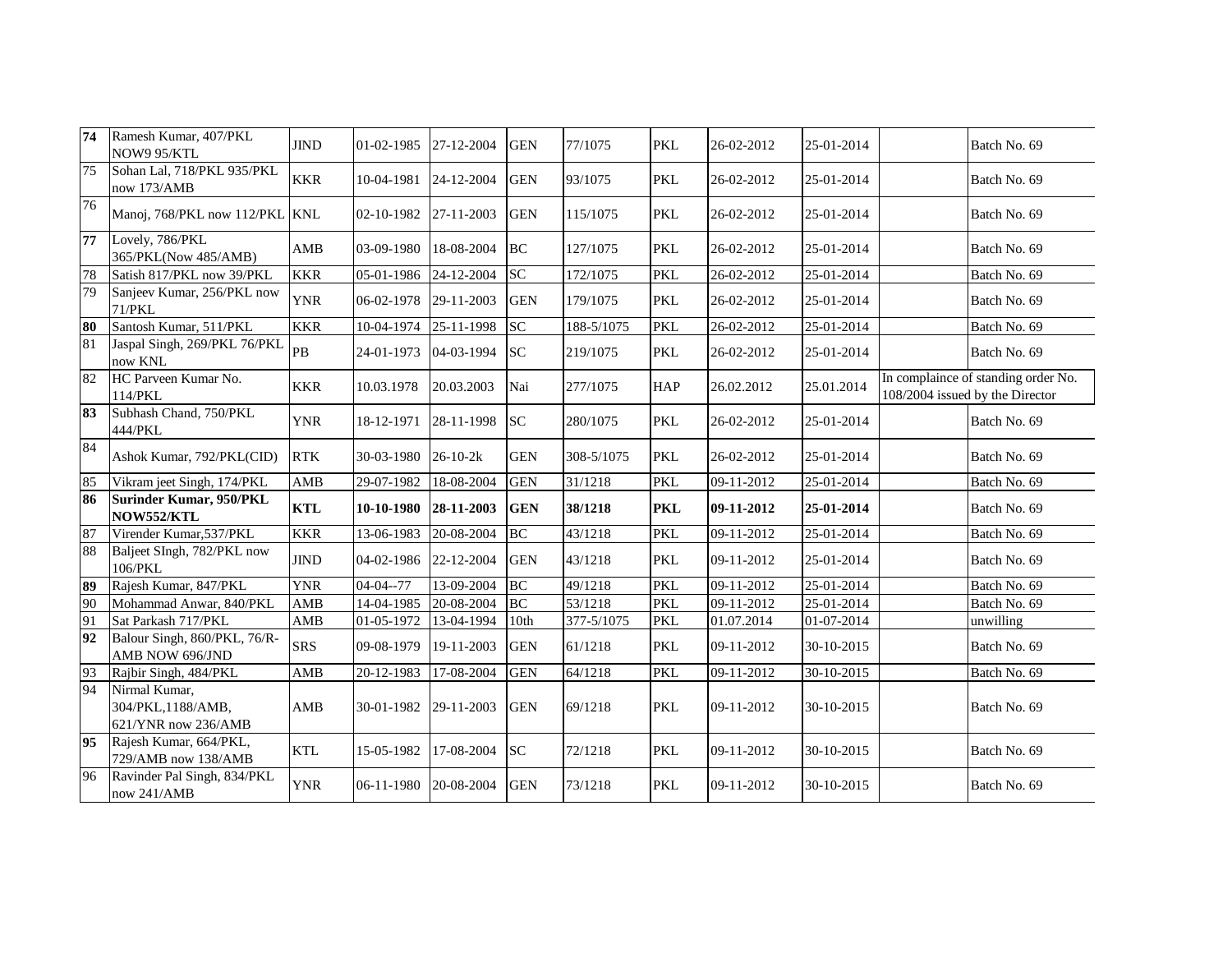| | | | | | | | | | | | |
|---|---|---|---|---|---|---|---|---|---|---|---|
| **74** | Ramesh Kumar, 407/PKL NOW9 95/KTL | JIND | 01-02-1985 | 27-12-2004 | GEN | 77/1075 | PKL | 26-02-2012 | 25-01-2014 | | Batch No. 69 |
| 75 | Sohan Lal, 718/PKL 935/PKL now 173/AMB | KKR | 10-04-1981 | 24-12-2004 | GEN | 93/1075 | PKL | 26-02-2012 | 25-01-2014 | | Batch No. 69 |
| 76 | Manoj, 768/PKL now 112/PKL | KNL | 02-10-1982 | 27-11-2003 | GEN | 115/1075 | PKL | 26-02-2012 | 25-01-2014 | | Batch No. 69 |
| **77** | Lovely, 786/PKL 365/PKL(Now 485/AMB) | AMB | 03-09-1980 | 18-08-2004 | BC | 127/1075 | PKL | 26-02-2012 | 25-01-2014 | | Batch No. 69 |
| 78 | Satish 817/PKL now 39/PKL | KKR | 05-01-1986 | 24-12-2004 | SC | 172/1075 | PKL | 26-02-2012 | 25-01-2014 | | Batch No. 69 |
| 79 | Sanjeev Kumar, 256/PKL now 71/PKL | YNR | 06-02-1978 | 29-11-2003 | GEN | 179/1075 | PKL | 26-02-2012 | 25-01-2014 | | Batch No. 69 |
| **80** | Santosh Kumar, 511/PKL | KKR | 10-04-1974 | 25-11-1998 | SC | 188-5/1075 | PKL | 26-02-2012 | 25-01-2014 | | Batch No. 69 |
| 81 | Jaspal Singh, 269/PKL 76/PKL now KNL | PB | 24-01-1973 | 04-03-1994 | SC | 219/1075 | PKL | 26-02-2012 | 25-01-2014 | | Batch No. 69 |
| 82 | HC Parveen Kumar No. 114/PKL | KKR | 10.03.1978 | 20.03.2003 | Nai | 277/1075 | HAP | 26.02.2012 | 25.01.2014 | In complaince of standing order No. 108/2004 issued by the Director | |
| **83** | Subhash Chand, 750/PKL 444/PKL | YNR | 18-12-1971 | 28-11-1998 | SC | 280/1075 | PKL | 26-02-2012 | 25-01-2014 | | Batch No. 69 |
| 84 | Ashok Kumar, 792/PKL(CID) | RTK | 30-03-1980 | 26-10-2k | GEN | 308-5/1075 | PKL | 26-02-2012 | 25-01-2014 | | Batch No. 69 |
| 85 | Vikram jeet Singh, 174/PKL | AMB | 29-07-1982 | 18-08-2004 | GEN | 31/1218 | PKL | 09-11-2012 | 25-01-2014 | | Batch No. 69 |
| **86** | **Surinder Kumar, 950/PKL NOW552/KTL** | **KTL** | **10-10-1980** | **28-11-2003** | **GEN** | **38/1218** | **PKL** | **09-11-2012** | **25-01-2014** | | Batch No. 69 |
| 87 | Virender Kumar,537/PKL | KKR | 13-06-1983 | 20-08-2004 | BC | 43/1218 | PKL | 09-11-2012 | 25-01-2014 | | Batch No. 69 |
| 88 | Baljeet SIngh, 782/PKL now 106/PKL | JIND | 04-02-1986 | 22-12-2004 | GEN | 43/1218 | PKL | 09-11-2012 | 25-01-2014 | | Batch No. 69 |
| **89** | Rajesh Kumar, 847/PKL | YNR | 04-04--77 | 13-09-2004 | BC | 49/1218 | PKL | 09-11-2012 | 25-01-2014 | | Batch No. 69 |
| 90 | Mohammad Anwar, 840/PKL | AMB | 14-04-1985 | 20-08-2004 | BC | 53/1218 | PKL | 09-11-2012 | 25-01-2014 | | Batch No. 69 |
| 91 | Sat Parkash 717/PKL | AMB | 01-05-1972 | 13-04-1994 | 10th | 377-5/1075 | PKL | 01.07.2014 | 01-07-2014 | | unwilling |
| **92** | Balour Singh, 860/PKL, 76/R-AMB NOW 696/JND | SRS | 09-08-1979 | 19-11-2003 | GEN | 61/1218 | PKL | 09-11-2012 | 30-10-2015 | | Batch No. 69 |
| 93 | Rajbir Singh, 484/PKL | AMB | 20-12-1983 | 17-08-2004 | GEN | 64/1218 | PKL | 09-11-2012 | 30-10-2015 | | Batch No. 69 |
| 94 | Nirmal Kumar, 304/PKL,1188/AMB, 621/YNR now 236/AMB | AMB | 30-01-1982 | 29-11-2003 | GEN | 69/1218 | PKL | 09-11-2012 | 30-10-2015 | | Batch No. 69 |
| **95** | Rajesh Kumar, 664/PKL, 729/AMB now 138/AMB | KTL | 15-05-1982 | 17-08-2004 | SC | 72/1218 | PKL | 09-11-2012 | 30-10-2015 | | Batch No. 69 |
| 96 | Ravinder Pal Singh, 834/PKL now 241/AMB | YNR | 06-11-1980 | 20-08-2004 | GEN | 73/1218 | PKL | 09-11-2012 | 30-10-2015 | | Batch No. 69 |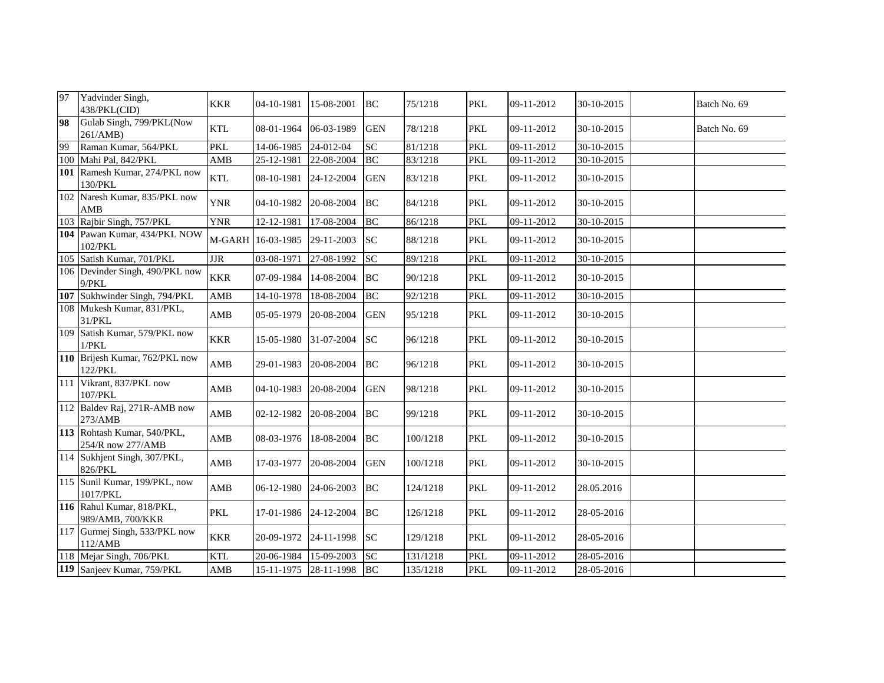| 97 | Yadvinder Singh, 438/PKL(CID) | KKR | 04-10-1981 | 15-08-2001 | BC | 75/1218 | PKL | 09-11-2012 | 30-10-2015 | | Batch No. 69 |
|---|---|---|---|---|---|---|---|---|---|---|---|
| **98** | Gulab Singh, 799/PKL(Now 261/AMB) | KTL | 08-01-1964 | 06-03-1989 | GEN | 78/1218 | PKL | 09-11-2012 | 30-10-2015 | | Batch No. 69 |
| 99 | Raman Kumar, 564/PKL | PKL | 14-06-1985 | 24-012-04 | SC | 81/1218 | PKL | 09-11-2012 | 30-10-2015 | | |
| 100 | Mahi Pal, 842/PKL | AMB | 25-12-1981 | 22-08-2004 | BC | 83/1218 | PKL | 09-11-2012 | 30-10-2015 | | |
| **101** | Ramesh Kumar, 274/PKL now 130/PKL | KTL | 08-10-1981 | 24-12-2004 | GEN | 83/1218 | PKL | 09-11-2012 | 30-10-2015 | | |
| 102 | Naresh Kumar, 835/PKL now AMB | YNR | 04-10-1982 | 20-08-2004 | BC | 84/1218 | PKL | 09-11-2012 | 30-10-2015 | | |
| 103 | Rajbir Singh, 757/PKL | YNR | 12-12-1981 | 17-08-2004 | BC | 86/1218 | PKL | 09-11-2012 | 30-10-2015 | | |
| **104** | Pawan Kumar, 434/PKL NOW 102/PKL | M-GARH | 16-03-1985 | 29-11-2003 | SC | 88/1218 | PKL | 09-11-2012 | 30-10-2015 | | |
| 105 | Satish Kumar, 701/PKL | JJR | 03-08-1971 | 27-08-1992 | SC | 89/1218 | PKL | 09-11-2012 | 30-10-2015 | | |
| 106 | Devinder Singh, 490/PKL now 9/PKL | KKR | 07-09-1984 | 14-08-2004 | BC | 90/1218 | PKL | 09-11-2012 | 30-10-2015 | | |
| **107** | Sukhwinder Singh, 794/PKL | AMB | 14-10-1978 | 18-08-2004 | BC | 92/1218 | PKL | 09-11-2012 | 30-10-2015 | | |
| 108 | Mukesh Kumar, 831/PKL, 31/PKL | AMB | 05-05-1979 | 20-08-2004 | GEN | 95/1218 | PKL | 09-11-2012 | 30-10-2015 | | |
| 109 | Satish Kumar, 579/PKL now 1/PKL | KKR | 15-05-1980 | 31-07-2004 | SC | 96/1218 | PKL | 09-11-2012 | 30-10-2015 | | |
| **110** | Brijesh Kumar, 762/PKL now 122/PKL | AMB | 29-01-1983 | 20-08-2004 | BC | 96/1218 | PKL | 09-11-2012 | 30-10-2015 | | |
| 111 | Vikrant, 837/PKL now 107/PKL | AMB | 04-10-1983 | 20-08-2004 | GEN | 98/1218 | PKL | 09-11-2012 | 30-10-2015 | | |
| 112 | Baldev Raj, 271R-AMB now 273/AMB | AMB | 02-12-1982 | 20-08-2004 | BC | 99/1218 | PKL | 09-11-2012 | 30-10-2015 | | |
| **113** | Rohtash Kumar, 540/PKL, 254/R now 277/AMB | AMB | 08-03-1976 | 18-08-2004 | BC | 100/1218 | PKL | 09-11-2012 | 30-10-2015 | | |
| 114 | Sukhjent Singh, 307/PKL, 826/PKL | AMB | 17-03-1977 | 20-08-2004 | GEN | 100/1218 | PKL | 09-11-2012 | 30-10-2015 | | |
| 115 | Sunil Kumar, 199/PKL, now 1017/PKL | AMB | 06-12-1980 | 24-06-2003 | BC | 124/1218 | PKL | 09-11-2012 | 28.05.2016 | | |
| **116** | Rahul Kumar, 818/PKL, 989/AMB, 700/KKR | PKL | 17-01-1986 | 24-12-2004 | BC | 126/1218 | PKL | 09-11-2012 | 28-05-2016 | | |
| 117 | Gurmej Singh, 533/PKL now 112/AMB | KKR | 20-09-1972 | 24-11-1998 | SC | 129/1218 | PKL | 09-11-2012 | 28-05-2016 | | |
| 118 | Mejar Singh, 706/PKL | KTL | 20-06-1984 | 15-09-2003 | SC | 131/1218 | PKL | 09-11-2012 | 28-05-2016 | | |
| **119** | Sanjeev Kumar, 759/PKL | AMB | 15-11-1975 | 28-11-1998 | BC | 135/1218 | PKL | 09-11-2012 | 28-05-2016 | | |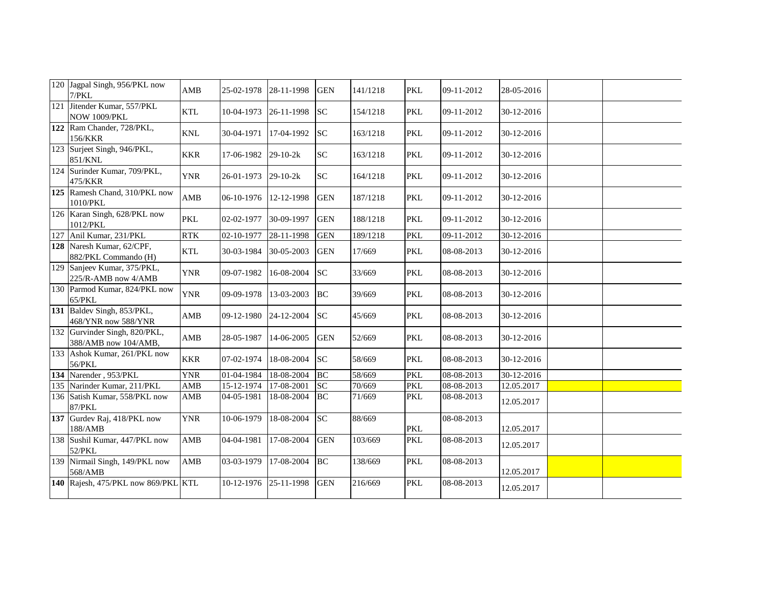| | | | | | | | | | | | |
|---|---|---|---|---|---|---|---|---|---|---|---|
| 120 | Jagpal Singh, 956/PKL now 7/PKL | AMB | 25-02-1978 | 28-11-1998 | GEN | 141/1218 | PKL | 09-11-2012 | 28-05-2016 | | |
| 121 | Jitender Kumar, 557/PKL NOW 1009/PKL | KTL | 10-04-1973 | 26-11-1998 | SC | 154/1218 | PKL | 09-11-2012 | 30-12-2016 | | |
| **122** | Ram Chander, 728/PKL, 156/KKR | KNL | 30-04-1971 | 17-04-1992 | SC | 163/1218 | PKL | 09-11-2012 | 30-12-2016 | | |
| 123 | Surjeet Singh, 946/PKL, 851/KNL | KKR | 17-06-1982 | 29-10-2k | SC | 163/1218 | PKL | 09-11-2012 | 30-12-2016 | | |
| 124 | Surinder Kumar, 709/PKL, 475/KKR | YNR | 26-01-1973 | 29-10-2k | SC | 164/1218 | PKL | 09-11-2012 | 30-12-2016 | | |
| **125** | Ramesh Chand, 310/PKL now 1010/PKL | AMB | 06-10-1976 | 12-12-1998 | GEN | 187/1218 | PKL | 09-11-2012 | 30-12-2016 | | |
| 126 | Karan Singh, 628/PKL now 1012/PKL | PKL | 02-02-1977 | 30-09-1997 | GEN | 188/1218 | PKL | 09-11-2012 | 30-12-2016 | | |
| 127 | Anil Kumar, 231/PKL | RTK | 02-10-1977 | 28-11-1998 | GEN | 189/1218 | PKL | 09-11-2012 | 30-12-2016 | | |
| **128** | Naresh Kumar, 62/CPF, 882/PKL Commando (H) | KTL | 30-03-1984 | 30-05-2003 | GEN | 17/669 | PKL | 08-08-2013 | 30-12-2016 | | |
| 129 | Sanjeev Kumar, 375/PKL, 225/R-AMB now 4/AMB | YNR | 09-07-1982 | 16-08-2004 | SC | 33/669 | PKL | 08-08-2013 | 30-12-2016 | | |
| 130 | Parmod Kumar, 824/PKL now 65/PKL | YNR | 09-09-1978 | 13-03-2003 | BC | 39/669 | PKL | 08-08-2013 | 30-12-2016 | | |
| **131** | Baldev Singh, 853/PKL, 468/YNR now 588/YNR | AMB | 09-12-1980 | 24-12-2004 | SC | 45/669 | PKL | 08-08-2013 | 30-12-2016 | | |
| 132 | Gurvinder Singh, 820/PKL, 388/AMB now 104/AMB, | AMB | 28-05-1987 | 14-06-2005 | GEN | 52/669 | PKL | 08-08-2013 | 30-12-2016 | | |
| 133 | Ashok Kumar, 261/PKL now 56/PKL | KKR | 07-02-1974 | 18-08-2004 | SC | 58/669 | PKL | 08-08-2013 | 30-12-2016 | | |
| **134** | Narender , 953/PKL | YNR | 01-04-1984 | 18-08-2004 | BC | 58/669 | PKL | 08-08-2013 | 30-12-2016 | | |
| 135 | Narinder Kumar, 211/PKL | AMB | 15-12-1974 | 17-08-2001 | SC | 70/669 | PKL | 08-08-2013 | 12.05.2017 | | |
| 136 | Satish Kumar, 558/PKL now 87/PKL | AMB | 04-05-1981 | 18-08-2004 | BC | 71/669 | PKL | 08-08-2013 | 12.05.2017 | | |
| **137** | Gurdev Raj, 418/PKL now 188/AMB | YNR | 10-06-1979 | 18-08-2004 | SC | 88/669 | PKL | 08-08-2013 | 12.05.2017 | | |
| 138 | Sushil Kumar, 447/PKL now 52/PKL | AMB | 04-04-1981 | 17-08-2004 | GEN | 103/669 | PKL | 08-08-2013 | 12.05.2017 | | |
| 139 | Nirmail Singh, 149/PKL now 568/AMB | AMB | 03-03-1979 | 17-08-2004 | BC | 138/669 | PKL | 08-08-2013 | 12.05.2017 | | |
| **140** | Rajesh, 475/PKL now 869/PKL | KTL | 10-12-1976 | 25-11-1998 | GEN | 216/669 | PKL | 08-08-2013 | 12.05.2017 | | |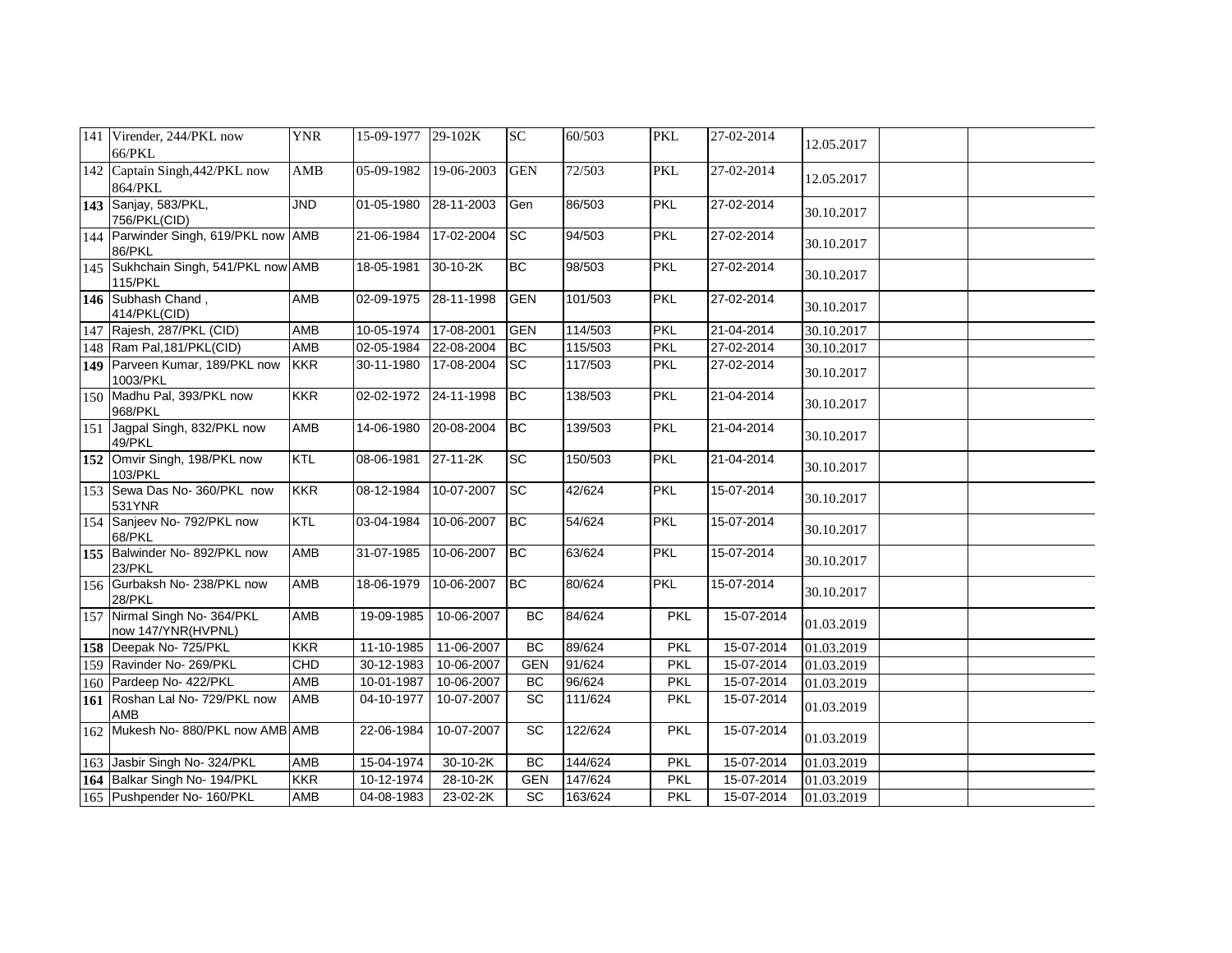| | | | | | | | | | | | |
|---|---|---|---|---|---|---|---|---|---|---|---|
| 141 | Virender, 244/PKL now 66/PKL | YNR | 15-09-1977 | 29-102K | SC | 60/503 | PKL | 27-02-2014 | 12.05.2017 | | |
| 142 | Captain Singh,442/PKL now 864/PKL | AMB | 05-09-1982 | 19-06-2003 | GEN | 72/503 | PKL | 27-02-2014 | 12.05.2017 | | |
| **143** | Sanjay, 583/PKL, 756/PKL(CID) | JND | 01-05-1980 | 28-11-2003 | Gen | 86/503 | PKL | 27-02-2014 | 30.10.2017 | | |
| 144 | Parwinder Singh, 619/PKL now 86/PKL | AMB | 21-06-1984 | 17-02-2004 | SC | 94/503 | PKL | 27-02-2014 | 30.10.2017 | | |
| 145 | Sukhchain Singh, 541/PKL now 115/PKL | AMB | 18-05-1981 | 30-10-2K | BC | 98/503 | PKL | 27-02-2014 | 30.10.2017 | | |
| **146** | Subhash Chand , 414/PKL(CID) | AMB | 02-09-1975 | 28-11-1998 | GEN | 101/503 | PKL | 27-02-2014 | 30.10.2017 | | |
| 147 | Rajesh, 287/PKL (CID) | AMB | 10-05-1974 | 17-08-2001 | GEN | 114/503 | PKL | 21-04-2014 | 30.10.2017 | | |
| 148 | Ram Pal,181/PKL(CID) | AMB | 02-05-1984 | 22-08-2004 | BC | 115/503 | PKL | 27-02-2014 | 30.10.2017 | | |
| **149** | Parveen Kumar, 189/PKL now 1003/PKL | KKR | 30-11-1980 | 17-08-2004 | SC | 117/503 | PKL | 27-02-2014 | 30.10.2017 | | |
| 150 | Madhu Pal, 393/PKL now 968/PKL | KKR | 02-02-1972 | 24-11-1998 | BC | 138/503 | PKL | 21-04-2014 | 30.10.2017 | | |
| 151 | Jagpal Singh, 832/PKL now 49/PKL | AMB | 14-06-1980 | 20-08-2004 | BC | 139/503 | PKL | 21-04-2014 | 30.10.2017 | | |
| **152** | Omvir Singh, 198/PKL now 103/PKL | KTL | 08-06-1981 | 27-11-2K | SC | 150/503 | PKL | 21-04-2014 | 30.10.2017 | | |
| 153 | Sewa Das No- 360/PKL now 531YNR | KKR | 08-12-1984 | 10-07-2007 | SC | 42/624 | PKL | 15-07-2014 | 30.10.2017 | | |
| 154 | Sanjeev No- 792/PKL now 68/PKL | KTL | 03-04-1984 | 10-06-2007 | BC | 54/624 | PKL | 15-07-2014 | 30.10.2017 | | |
| **155** | Balwinder No- 892/PKL now 23/PKL | AMB | 31-07-1985 | 10-06-2007 | BC | 63/624 | PKL | 15-07-2014 | 30.10.2017 | | |
| 156 | Gurbaksh No- 238/PKL now 28/PKL | AMB | 18-06-1979 | 10-06-2007 | BC | 80/624 | PKL | 15-07-2014 | 30.10.2017 | | |
| 157 | Nirmal Singh No- 364/PKL now 147/YNR(HVPNL) | AMB | 19-09-1985 | 10-06-2007 | BC | 84/624 | PKL | 15-07-2014 | 01.03.2019 | | |
| **158** | Deepak No- 725/PKL | KKR | 11-10-1985 | 11-06-2007 | BC | 89/624 | PKL | 15-07-2014 | 01.03.2019 | | |
| 159 | Ravinder No- 269/PKL | CHD | 30-12-1983 | 10-06-2007 | GEN | 91/624 | PKL | 15-07-2014 | 01.03.2019 | | |
| 160 | Pardeep No- 422/PKL | AMB | 10-01-1987 | 10-06-2007 | BC | 96/624 | PKL | 15-07-2014 | 01.03.2019 | | |
| **161** | Roshan Lal No- 729/PKL now AMB | AMB | 04-10-1977 | 10-07-2007 | SC | 111/624 | PKL | 15-07-2014 | 01.03.2019 | | |
| 162 | Mukesh No- 880/PKL now AMB | AMB | 22-06-1984 | 10-07-2007 | SC | 122/624 | PKL | 15-07-2014 | 01.03.2019 | | |
| 163 | Jasbir Singh No- 324/PKL | AMB | 15-04-1974 | 30-10-2K | BC | 144/624 | PKL | 15-07-2014 | 01.03.2019 | | |
| **164** | Balkar Singh No- 194/PKL | KKR | 10-12-1974 | 28-10-2K | GEN | 147/624 | PKL | 15-07-2014 | 01.03.2019 | | |
| 165 | Pushpender No- 160/PKL | AMB | 04-08-1983 | 23-02-2K | SC | 163/624 | PKL | 15-07-2014 | 01.03.2019 | | |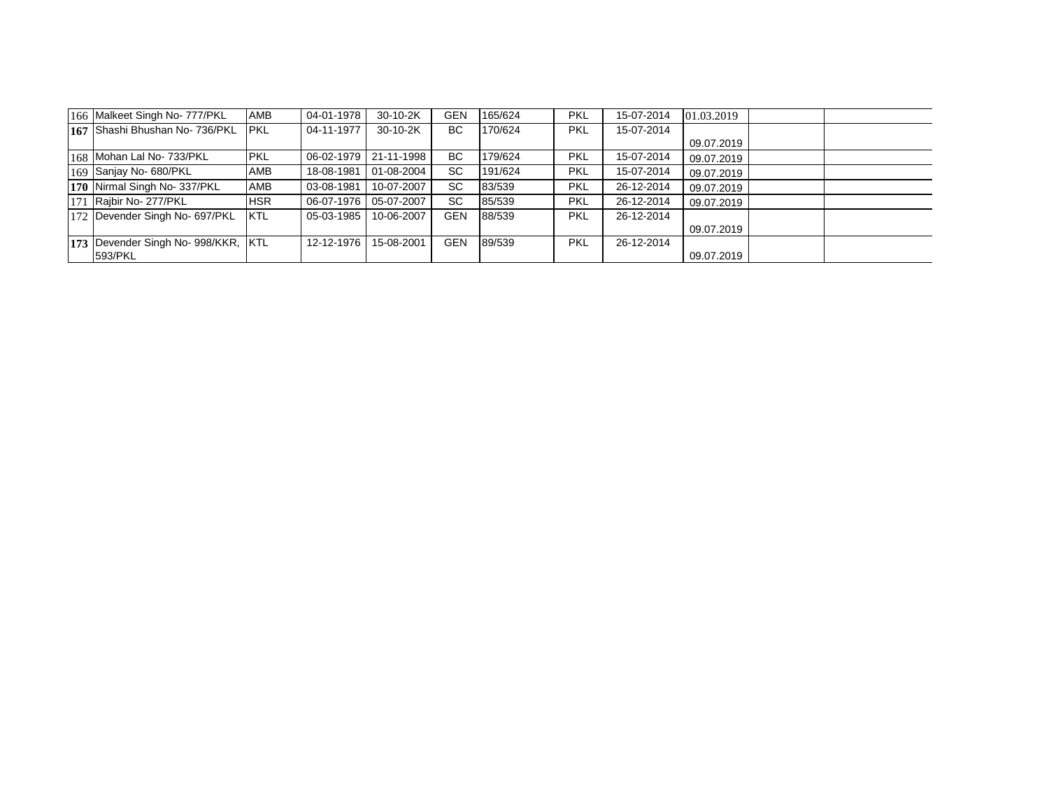| | | | | | | | | | | | |
|---|---|---|---|---|---|---|---|---|---|---|---|
| 166 | Malkeet Singh No- 777/PKL | AMB | 04-01-1978 | 30-10-2K | GEN | 165/624 | PKL | 15-07-2014 | 01.03.2019 | | |
| 167 | Shashi Bhushan No- 736/PKL | PKL | 04-11-1977 | 30-10-2K | BC | 170/624 | PKL | 15-07-2014 | 09.07.2019 | | |
| 168 | Mohan Lal No- 733/PKL | PKL | 06-02-1979 | 21-11-1998 | BC | 179/624 | PKL | 15-07-2014 | 09.07.2019 | | |
| 169 | Sanjay No- 680/PKL | AMB | 18-08-1981 | 01-08-2004 | SC | 191/624 | PKL | 15-07-2014 | 09.07.2019 | | |
| 170 | Nirmal Singh No- 337/PKL | AMB | 03-08-1981 | 10-07-2007 | SC | 83/539 | PKL | 26-12-2014 | 09.07.2019 | | |
| 171 | Rajbir No- 277/PKL | HSR | 06-07-1976 | 05-07-2007 | SC | 85/539 | PKL | 26-12-2014 | 09.07.2019 | | |
| 172 | Devender Singh No- 697/PKL | KTL | 05-03-1985 | 10-06-2007 | GEN | 88/539 | PKL | 26-12-2014 | 09.07.2019 | | |
| 173 | Devender Singh No- 998/KKR, 593/PKL | KTL | 12-12-1976 | 15-08-2001 | GEN | 89/539 | PKL | 26-12-2014 | 09.07.2019 | | |